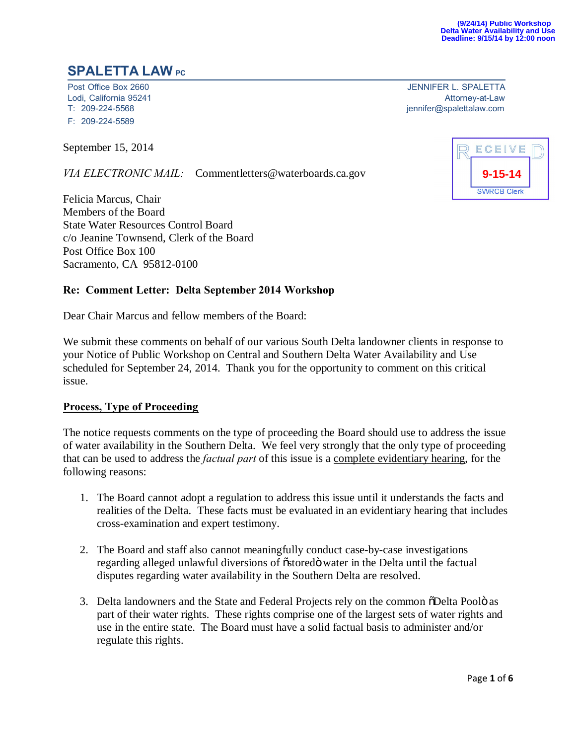(9/24/14) Public Workshop
Delta Water Availability and Use
Deadline: 9/15/14 by 12:00 noon

# SPALETTA LAW PC

Post Office Box 2660
Lodi, California 95241
T: 209-224-5568
F: 209-224-5589

JENNIFER L. SPALETTA
Attorney-at-Law
jennifer@spalettalaw.com

RECEIVED
9-15-14
SWRCB Clerk

September 15, 2014

*VIA ELECTRONIC MAIL:* Commentletters@waterboards.ca.gov

Felicia Marcus, Chair
Members of the Board
State Water Resources Control Board
c/o Jeanine Townsend, Clerk of the Board
Post Office Box 100
Sacramento, CA 95812-0100

**Re: Comment Letter: Delta September 2014 Workshop**

Dear Chair Marcus and fellow members of the Board:

We submit these comments on behalf of our various South Delta landowner clients in response to your Notice of Public Workshop on Central and Southern Delta Water Availability and Use scheduled for September 24, 2014. Thank you for the opportunity to comment on this critical issue.

**Process, Type of Proceeding**

The notice requests comments on the type of proceeding the Board should use to address the issue of water availability in the Southern Delta. We feel very strongly that the only type of proceeding that can be used to address the *factual part* of this issue is a complete evidentiary hearing, for the following reasons:

1. The Board cannot adopt a regulation to address this issue until it understands the facts and realities of the Delta. These facts must be evaluated in an evidentiary hearing that includes cross-examination and expert testimony.

2. The Board and staff also cannot meaningfully conduct case-by-case investigations regarding alleged unlawful diversions of "stored" water in the Delta until the factual disputes regarding water availability in the Southern Delta are resolved.

3. Delta landowners and the State and Federal Projects rely on the common "Delta Pool" as part of their water rights. These rights comprise one of the largest sets of water rights and use in the entire state. The Board must have a solid factual basis to administer and/or regulate this rights.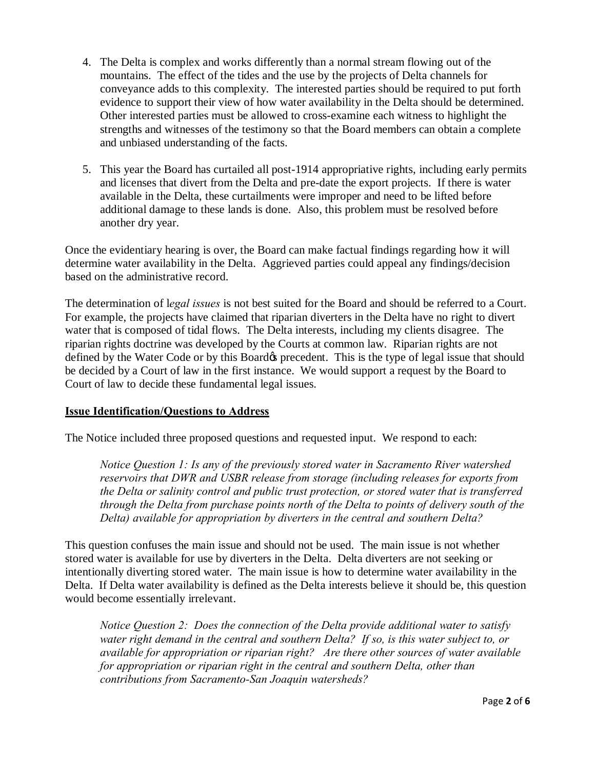4. The Delta is complex and works differently than a normal stream flowing out of the mountains. The effect of the tides and the use by the projects of Delta channels for conveyance adds to this complexity. The interested parties should be required to put forth evidence to support their view of how water availability in the Delta should be determined. Other interested parties must be allowed to cross-examine each witness to highlight the strengths and witnesses of the testimony so that the Board members can obtain a complete and unbiased understanding of the facts.

5. This year the Board has curtailed all post-1914 appropriative rights, including early permits and licenses that divert from the Delta and pre-date the export projects. If there is water available in the Delta, these curtailments were improper and need to be lifted before additional damage to these lands is done. Also, this problem must be resolved before another dry year.

Once the evidentiary hearing is over, the Board can make factual findings regarding how it will determine water availability in the Delta. Aggrieved parties could appeal any findings/decision based on the administrative record.

The determination of l*egal issues* is not best suited for the Board and should be referred to a Court. For example, the projects have claimed that riparian diverters in the Delta have no right to divert water that is composed of tidal flows. The Delta interests, including my clients disagree. The riparian rights doctrine was developed by the Courts at common law. Riparian rights are not defined by the Water Code or by this Board's precedent. This is the type of legal issue that should be decided by a Court of law in the first instance. We would support a request by the Board to Court of law to decide these fundamental legal issues.

**Issue Identification/Questions to Address**

The Notice included three proposed questions and requested input. We respond to each:

> *Notice Question 1: Is any of the previously stored water in Sacramento River watershed reservoirs that DWR and USBR release from storage (including releases for exports from the Delta or salinity control and public trust protection, or stored water that is transferred through the Delta from purchase points north of the Delta to points of delivery south of the Delta) available for appropriation by diverters in the central and southern Delta?*

This question confuses the main issue and should not be used. The main issue is not whether stored water is available for use by diverters in the Delta. Delta diverters are not seeking or intentionally diverting stored water. The main issue is how to determine water availability in the Delta. If Delta water availability is defined as the Delta interests believe it should be, this question would become essentially irrelevant.

> *Notice Question 2: Does the connection of the Delta provide additional water to satisfy water right demand in the central and southern Delta? If so, is this water subject to, or available for appropriation or riparian right? Are there other sources of water available for appropriation or riparian right in the central and southern Delta, other than contributions from Sacramento-San Joaquin watersheds?*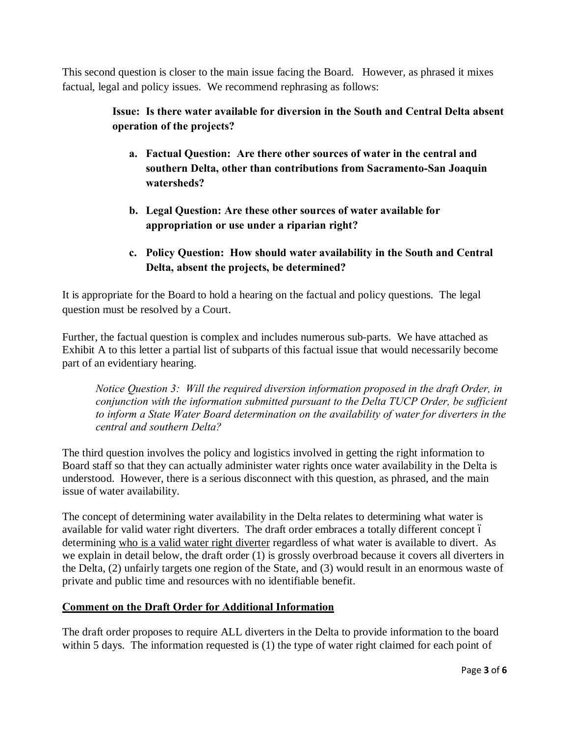This second question is closer to the main issue facing the Board. However, as phrased it mixes factual, legal and policy issues. We recommend rephrasing as follows:

> **Issue: Is there water available for diversion in the South and Central Delta absent operation of the projects?**
>
> a. **Factual Question: Are there other sources of water in the central and southern Delta, other than contributions from Sacramento-San Joaquin watersheds?**
>
> b. **Legal Question: Are these other sources of water available for appropriation or use under a riparian right?**
>
> c. **Policy Question: How should water availability in the South and Central Delta, absent the projects, be determined?**

It is appropriate for the Board to hold a hearing on the factual and policy questions. The legal question must be resolved by a Court.

Further, the factual question is complex and includes numerous sub-parts. We have attached as Exhibit A to this letter a partial list of subparts of this factual issue that would necessarily become part of an evidentiary hearing.

> *Notice Question 3: Will the required diversion information proposed in the draft Order, in conjunction with the information submitted pursuant to the Delta TUCP Order, be sufficient to inform a State Water Board determination on the availability of water for diverters in the central and southern Delta?*

The third question involves the policy and logistics involved in getting the right information to Board staff so that they can actually administer water rights once water availability in the Delta is understood. However, there is a serious disconnect with this question, as phrased, and the main issue of water availability.

The concept of determining water availability in the Delta relates to determining what water is available for valid water right diverters. The draft order embraces a totally different concept – determining <u>who is a valid water right diverter</u> regardless of what water is available to divert. As we explain in detail below, the draft order (1) is grossly overbroad because it covers all diverters in the Delta, (2) unfairly targets one region of the State, and (3) would result in an enormous waste of private and public time and resources with no identifiable benefit.

## <u>Comment on the Draft Order for Additional Information</u>

The draft order proposes to require ALL diverters in the Delta to provide information to the board within 5 days. The information requested is (1) the type of water right claimed for each point of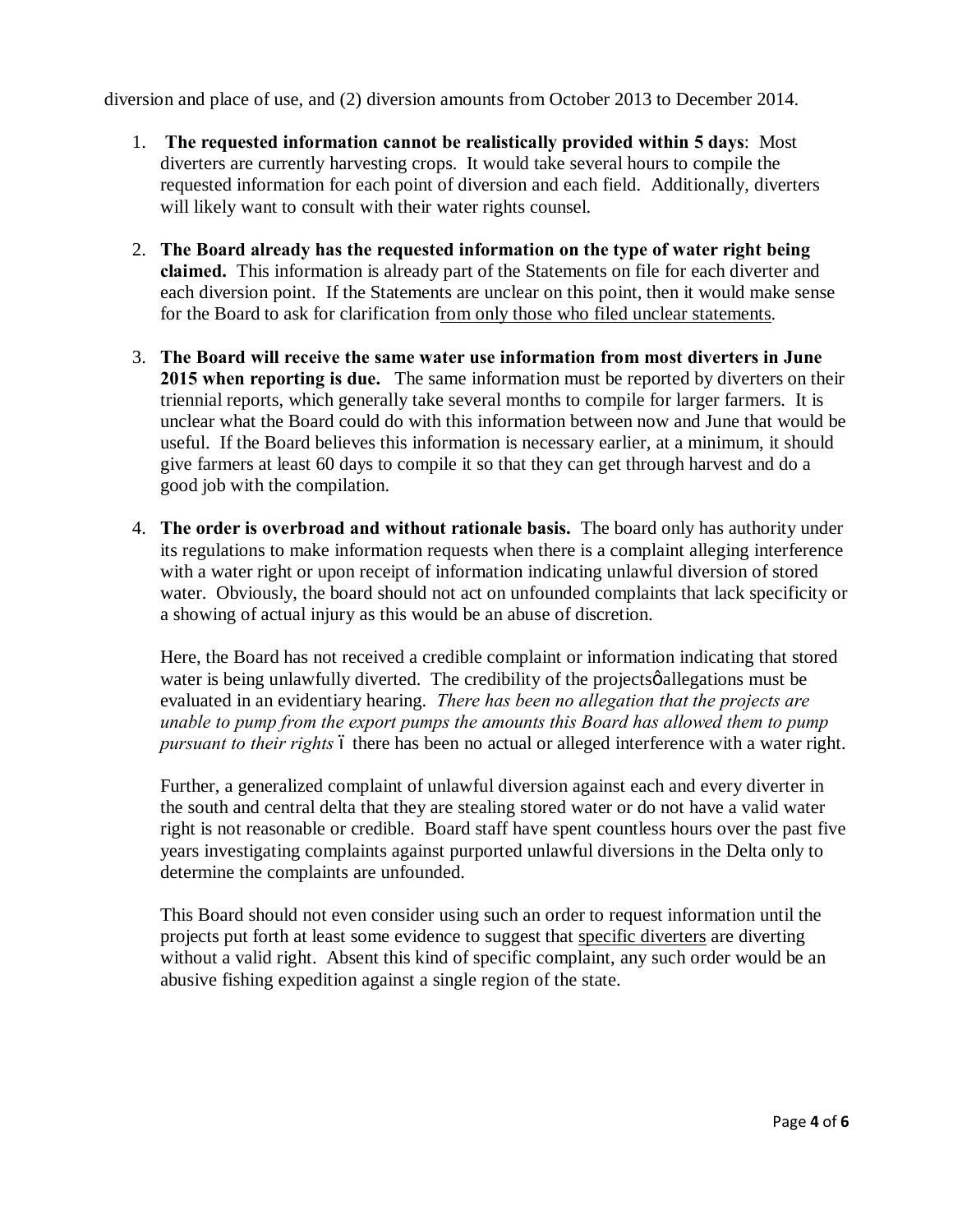diversion and place of use, and (2) diversion amounts from October 2013 to December 2014.

1. **The requested information cannot be realistically provided within 5 days**: Most diverters are currently harvesting crops. It would take several hours to compile the requested information for each point of diversion and each field. Additionally, diverters will likely want to consult with their water rights counsel.

2. **The Board already has the requested information on the type of water right being claimed.** This information is already part of the Statements on file for each diverter and each diversion point. If the Statements are unclear on this point, then it would make sense for the Board to ask for clarification <u>from only those who filed unclear statements</u>.

3. **The Board will receive the same water use information from most diverters in June 2015 when reporting is due.** The same information must be reported by diverters on their triennial reports, which generally take several months to compile for larger farmers. It is unclear what the Board could do with this information between now and June that would be useful. If the Board believes this information is necessary earlier, at a minimum, it should give farmers at least 60 days to compile it so that they can get through harvest and do a good job with the compilation.

4. **The order is overbroad and without rationale basis.** The board only has authority under its regulations to make information requests when there is a complaint alleging interference with a water right or upon receipt of information indicating unlawful diversion of stored water. Obviously, the board should not act on unfounded complaints that lack specificity or a showing of actual injury as this would be an abuse of discretion.

   Here, the Board has not received a credible complaint or information indicating that stored water is being unlawfully diverted. The credibility of the projects' allegations must be evaluated in an evidentiary hearing. *There has been no allegation that the projects are unable to pump from the export pumps the amounts this Board has allowed them to pump pursuant to their rights* – there has been no actual or alleged interference with a water right.

   Further, a generalized complaint of unlawful diversion against each and every diverter in the south and central delta that they are stealing stored water or do not have a valid water right is not reasonable or credible. Board staff have spent countless hours over the past five years investigating complaints against purported unlawful diversions in the Delta only to determine the complaints are unfounded.

   This Board should not even consider using such an order to request information until the projects put forth at least some evidence to suggest that <u>specific diverters</u> are diverting without a valid right. Absent this kind of specific complaint, any such order would be an abusive fishing expedition against a single region of the state.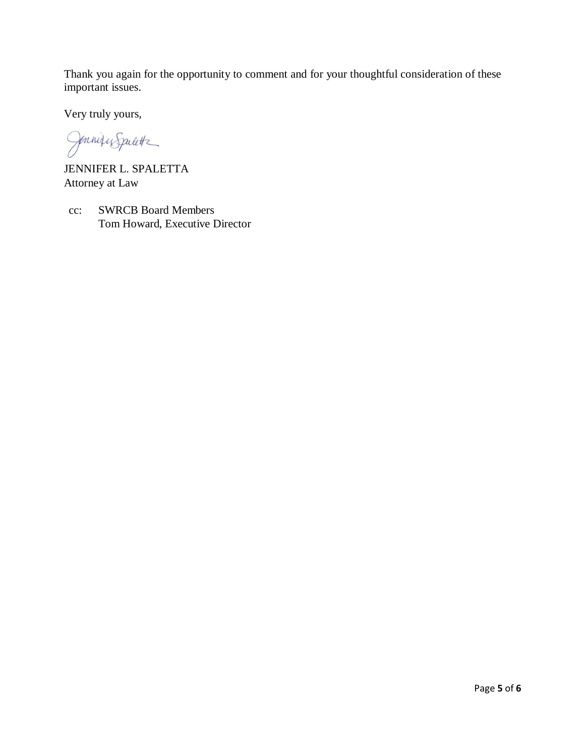Thank you again for the opportunity to comment and for your thoughtful consideration of these important issues.

Very truly yours,

JENNIFER L. SPALETTA
Attorney at Law

cc: SWRCB Board Members
Tom Howard, Executive Director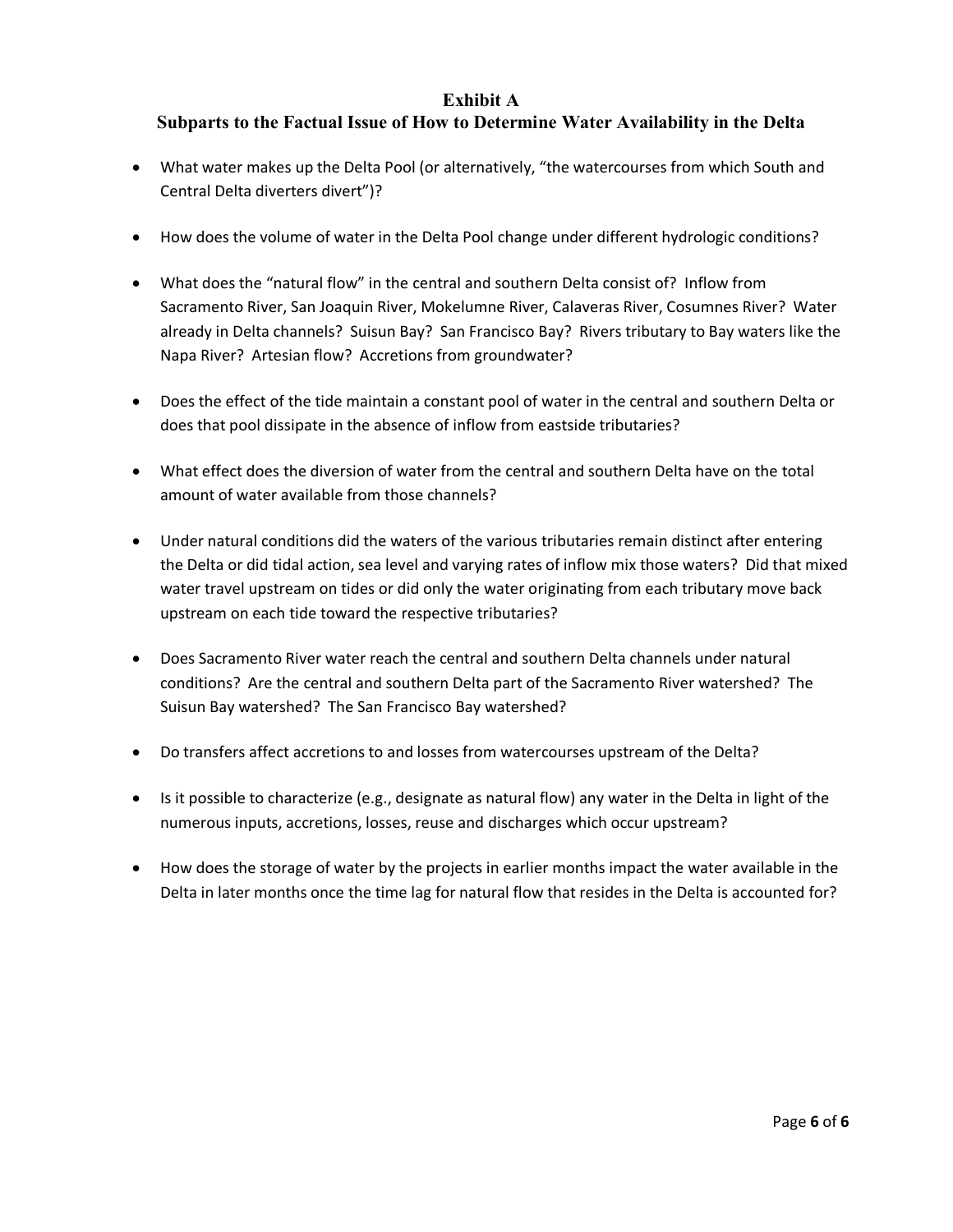# Exhibit A

## Subparts to the Factual Issue of How to Determine Water Availability in the Delta

- What water makes up the Delta Pool (or alternatively, "the watercourses from which South and Central Delta diverters divert")?

- How does the volume of water in the Delta Pool change under different hydrologic conditions?

- What does the "natural flow" in the central and southern Delta consist of? Inflow from Sacramento River, San Joaquin River, Mokelumne River, Calaveras River, Cosumnes River? Water already in Delta channels? Suisun Bay? San Francisco Bay? Rivers tributary to Bay waters like the Napa River? Artesian flow? Accretions from groundwater?

- Does the effect of the tide maintain a constant pool of water in the central and southern Delta or does that pool dissipate in the absence of inflow from eastside tributaries?

- What effect does the diversion of water from the central and southern Delta have on the total amount of water available from those channels?

- Under natural conditions did the waters of the various tributaries remain distinct after entering the Delta or did tidal action, sea level and varying rates of inflow mix those waters? Did that mixed water travel upstream on tides or did only the water originating from each tributary move back upstream on each tide toward the respective tributaries?

- Does Sacramento River water reach the central and southern Delta channels under natural conditions? Are the central and southern Delta part of the Sacramento River watershed? The Suisun Bay watershed? The San Francisco Bay watershed?

- Do transfers affect accretions to and losses from watercourses upstream of the Delta?

- Is it possible to characterize (e.g., designate as natural flow) any water in the Delta in light of the numerous inputs, accretions, losses, reuse and discharges which occur upstream?

- How does the storage of water by the projects in earlier months impact the water available in the Delta in later months once the time lag for natural flow that resides in the Delta is accounted for?